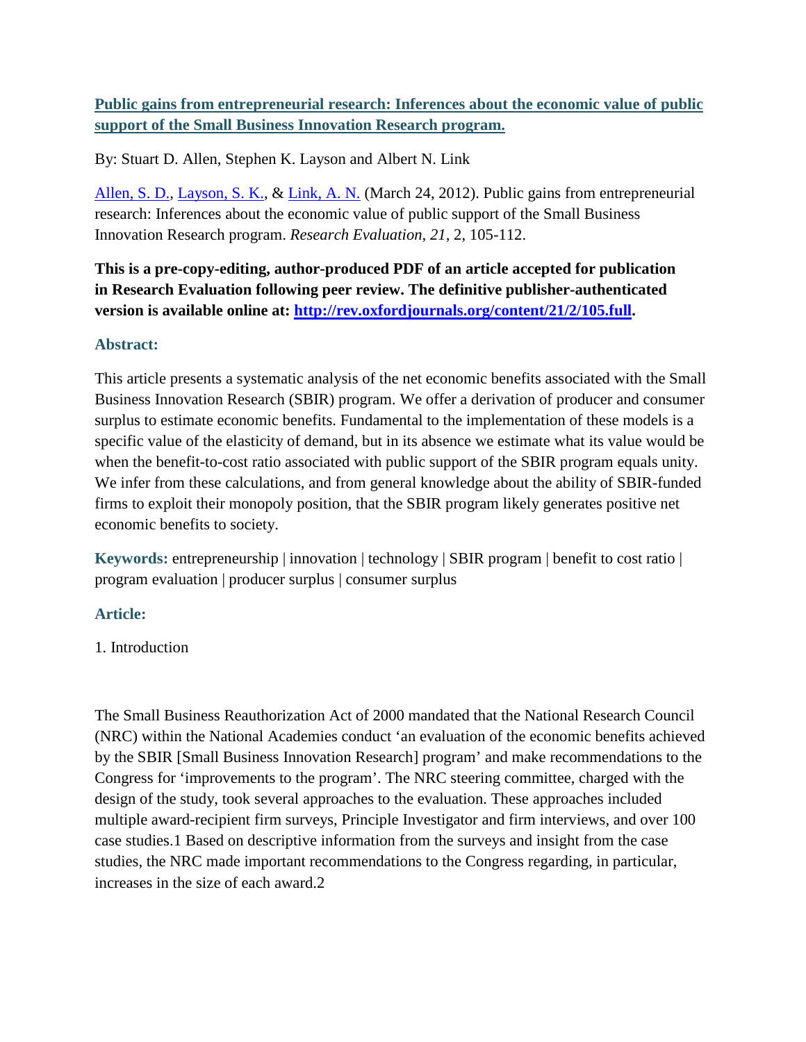**[Public gains from entrepreneurial research: Inferences about the economic value of public support of the Small Business Innovation Research program.](#)**

By: Stuart D. Allen, Stephen K. Layson and Albert N. Link

Allen, S. D., Layson, S. K., & Link, A. N. (March 24, 2012). Public gains from entrepreneurial research: Inferences about the economic value of public support of the Small Business Innovation Research program. *Research Evaluation, 21*, 2, 105-112.

**This is a pre-copy-editing, author-produced PDF of an article accepted for publication in Research Evaluation following peer review. The definitive publisher-authenticated version is available online at: http://rev.oxfordjournals.org/content/21/2/105.full.**

## Abstract:

This article presents a systematic analysis of the net economic benefits associated with the Small Business Innovation Research (SBIR) program. We offer a derivation of producer and consumer surplus to estimate economic benefits. Fundamental to the implementation of these models is a specific value of the elasticity of demand, but in its absence we estimate what its value would be when the benefit-to-cost ratio associated with public support of the SBIR program equals unity. We infer from these calculations, and from general knowledge about the ability of SBIR-funded firms to exploit their monopoly position, that the SBIR program likely generates positive net economic benefits to society.

**Keywords:** entrepreneurship | innovation | technology | SBIR program | benefit to cost ratio | program evaluation | producer surplus | consumer surplus

## Article:

1. Introduction

The Small Business Reauthorization Act of 2000 mandated that the National Research Council (NRC) within the National Academies conduct 'an evaluation of the economic benefits achieved by the SBIR [Small Business Innovation Research] program' and make recommendations to the Congress for 'improvements to the program'. The NRC steering committee, charged with the design of the study, took several approaches to the evaluation. These approaches included multiple award-recipient firm surveys, Principle Investigator and firm interviews, and over 100 case studies.[1] Based on descriptive information from the surveys and insight from the case studies, the NRC made important recommendations to the Congress regarding, in particular, increases in the size of each award.[2]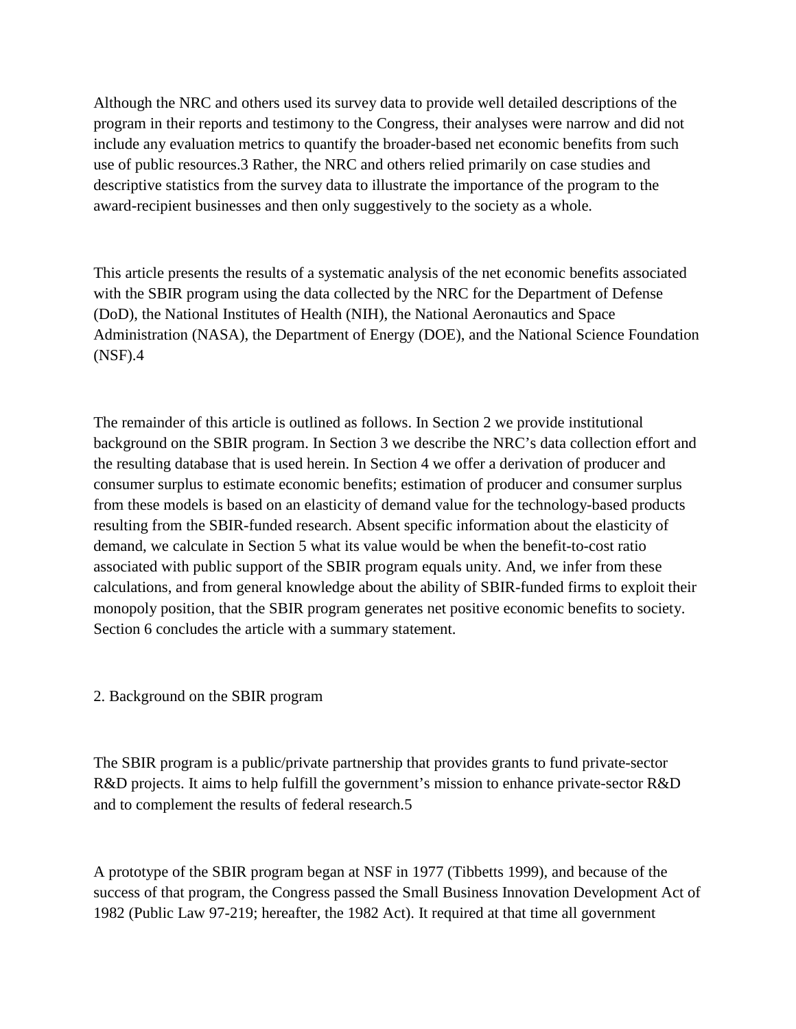Although the NRC and others used its survey data to provide well detailed descriptions of the program in their reports and testimony to the Congress, their analyses were narrow and did not include any evaluation metrics to quantify the broader-based net economic benefits from such use of public resources.[3] Rather, the NRC and others relied primarily on case studies and descriptive statistics from the survey data to illustrate the importance of the program to the award-recipient businesses and then only suggestively to the society as a whole.

This article presents the results of a systematic analysis of the net economic benefits associated with the SBIR program using the data collected by the NRC for the Department of Defense (DoD), the National Institutes of Health (NIH), the National Aeronautics and Space Administration (NASA), the Department of Energy (DOE), and the National Science Foundation (NSF).[4]

The remainder of this article is outlined as follows. In Section 2 we provide institutional background on the SBIR program. In Section 3 we describe the NRC's data collection effort and the resulting database that is used herein. In Section 4 we offer a derivation of producer and consumer surplus to estimate economic benefits; estimation of producer and consumer surplus from these models is based on an elasticity of demand value for the technology-based products resulting from the SBIR-funded research. Absent specific information about the elasticity of demand, we calculate in Section 5 what its value would be when the benefit-to-cost ratio associated with public support of the SBIR program equals unity. And, we infer from these calculations, and from general knowledge about the ability of SBIR-funded firms to exploit their monopoly position, that the SBIR program generates net positive economic benefits to society. Section 6 concludes the article with a summary statement.

## 2. Background on the SBIR program

The SBIR program is a public/private partnership that provides grants to fund private-sector R&D projects. It aims to help fulfill the government's mission to enhance private-sector R&D and to complement the results of federal research.[5]

A prototype of the SBIR program began at NSF in 1977 (Tibbetts 1999), and because of the success of that program, the Congress passed the Small Business Innovation Development Act of 1982 (Public Law 97-219; hereafter, the 1982 Act). It required at that time all government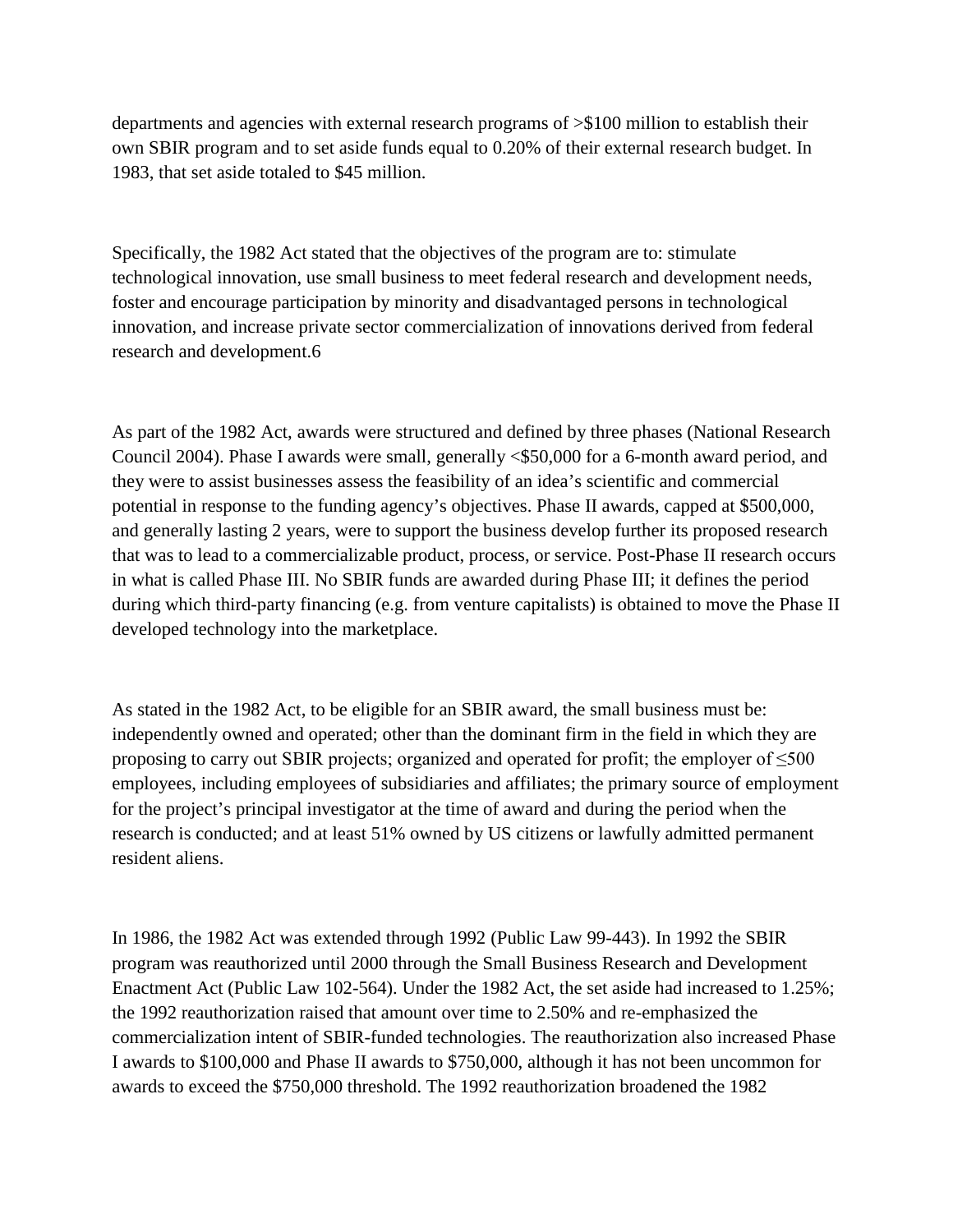departments and agencies with external research programs of >$100 million to establish their own SBIR program and to set aside funds equal to 0.20% of their external research budget. In 1983, that set aside totaled to $45 million.

Specifically, the 1982 Act stated that the objectives of the program are to: stimulate technological innovation, use small business to meet federal research and development needs, foster and encourage participation by minority and disadvantaged persons in technological innovation, and increase private sector commercialization of innovations derived from federal research and development.6

As part of the 1982 Act, awards were structured and defined by three phases (National Research Council 2004). Phase I awards were small, generally <$50,000 for a 6-month award period, and they were to assist businesses assess the feasibility of an idea's scientific and commercial potential in response to the funding agency's objectives. Phase II awards, capped at $500,000, and generally lasting 2 years, were to support the business develop further its proposed research that was to lead to a commercializable product, process, or service. Post-Phase II research occurs in what is called Phase III. No SBIR funds are awarded during Phase III; it defines the period during which third-party financing (e.g. from venture capitalists) is obtained to move the Phase II developed technology into the marketplace.

As stated in the 1982 Act, to be eligible for an SBIR award, the small business must be: independently owned and operated; other than the dominant firm in the field in which they are proposing to carry out SBIR projects; organized and operated for profit; the employer of ≤500 employees, including employees of subsidiaries and affiliates; the primary source of employment for the project's principal investigator at the time of award and during the period when the research is conducted; and at least 51% owned by US citizens or lawfully admitted permanent resident aliens.

In 1986, the 1982 Act was extended through 1992 (Public Law 99-443). In 1992 the SBIR program was reauthorized until 2000 through the Small Business Research and Development Enactment Act (Public Law 102-564). Under the 1982 Act, the set aside had increased to 1.25%; the 1992 reauthorization raised that amount over time to 2.50% and re-emphasized the commercialization intent of SBIR-funded technologies. The reauthorization also increased Phase I awards to $100,000 and Phase II awards to $750,000, although it has not been uncommon for awards to exceed the $750,000 threshold. The 1992 reauthorization broadened the 1982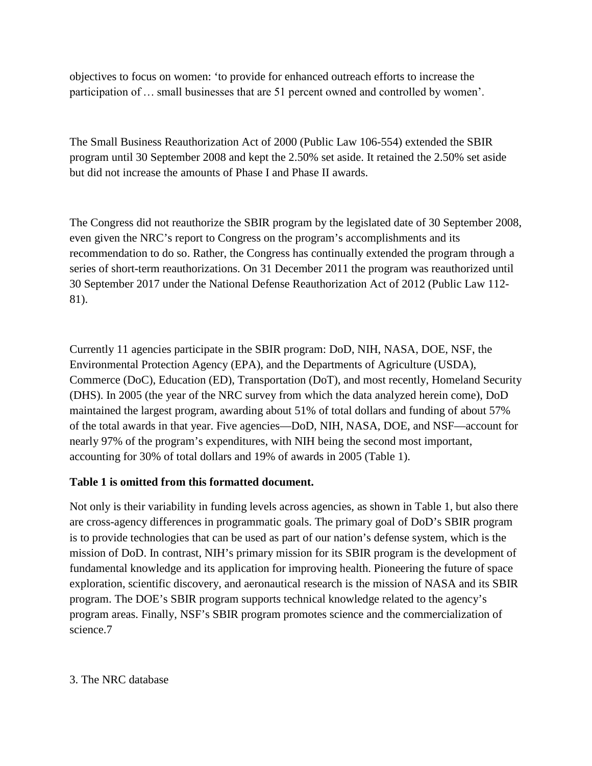objectives to focus on women: 'to provide for enhanced outreach efforts to increase the participation of … small businesses that are 51 percent owned and controlled by women'.

The Small Business Reauthorization Act of 2000 (Public Law 106-554) extended the SBIR program until 30 September 2008 and kept the 2.50% set aside. It retained the 2.50% set aside but did not increase the amounts of Phase I and Phase II awards.

The Congress did not reauthorize the SBIR program by the legislated date of 30 September 2008, even given the NRC's report to Congress on the program's accomplishments and its recommendation to do so. Rather, the Congress has continually extended the program through a series of short-term reauthorizations. On 31 December 2011 the program was reauthorized until 30 September 2017 under the National Defense Reauthorization Act of 2012 (Public Law 112-81).

Currently 11 agencies participate in the SBIR program: DoD, NIH, NASA, DOE, NSF, the Environmental Protection Agency (EPA), and the Departments of Agriculture (USDA), Commerce (DoC), Education (ED), Transportation (DoT), and most recently, Homeland Security (DHS). In 2005 (the year of the NRC survey from which the data analyzed herein come), DoD maintained the largest program, awarding about 51% of total dollars and funding of about 57% of the total awards in that year. Five agencies—DoD, NIH, NASA, DOE, and NSF—account for nearly 97% of the program's expenditures, with NIH being the second most important, accounting for 30% of total dollars and 19% of awards in 2005 (Table 1).

**Table 1 is omitted from this formatted document.**

Not only is their variability in funding levels across agencies, as shown in Table 1, but also there are cross-agency differences in programmatic goals. The primary goal of DoD's SBIR program is to provide technologies that can be used as part of our nation's defense system, which is the mission of DoD. In contrast, NIH's primary mission for its SBIR program is the development of fundamental knowledge and its application for improving health. Pioneering the future of space exploration, scientific discovery, and aeronautical research is the mission of NASA and its SBIR program. The DOE's SBIR program supports technical knowledge related to the agency's program areas. Finally, NSF's SBIR program promotes science and the commercialization of science.7

3. The NRC database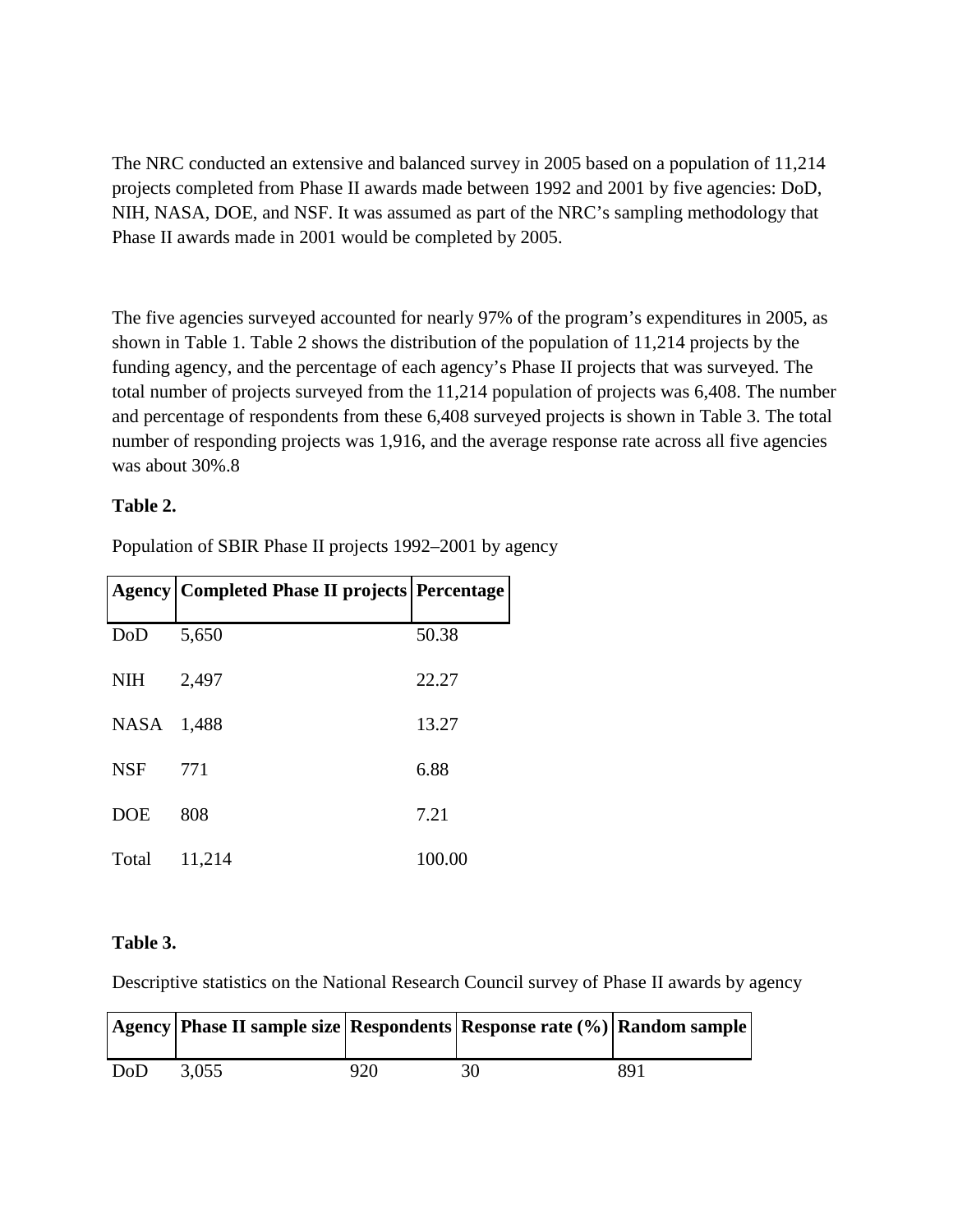The NRC conducted an extensive and balanced survey in 2005 based on a population of 11,214 projects completed from Phase II awards made between 1992 and 2001 by five agencies: DoD, NIH, NASA, DOE, and NSF. It was assumed as part of the NRC's sampling methodology that Phase II awards made in 2001 would be completed by 2005.

The five agencies surveyed accounted for nearly 97% of the program's expenditures in 2005, as shown in Table 1. Table 2 shows the distribution of the population of 11,214 projects by the funding agency, and the percentage of each agency's Phase II projects that was surveyed. The total number of projects surveyed from the 11,214 population of projects was 6,408. The number and percentage of respondents from these 6,408 surveyed projects is shown in Table 3. The total number of responding projects was 1,916, and the average response rate across all five agencies was about 30%.8

**Table 2.**

Population of SBIR Phase II projects 1992–2001 by agency

| Agency | Completed Phase II projects | Percentage |
|---|---|---|
| DoD | 5,650 | 50.38 |
| NIH | 2,497 | 22.27 |
| NASA | 1,488 | 13.27 |
| NSF | 771 | 6.88 |
| DOE | 808 | 7.21 |
| Total | 11,214 | 100.00 |

**Table 3.**

Descriptive statistics on the National Research Council survey of Phase II awards by agency

| Agency | Phase II sample size | Respondents | Response rate (%) | Random sample |
|---|---|---|---|---|
| DoD | 3,055 | 920 | 30 | 891 |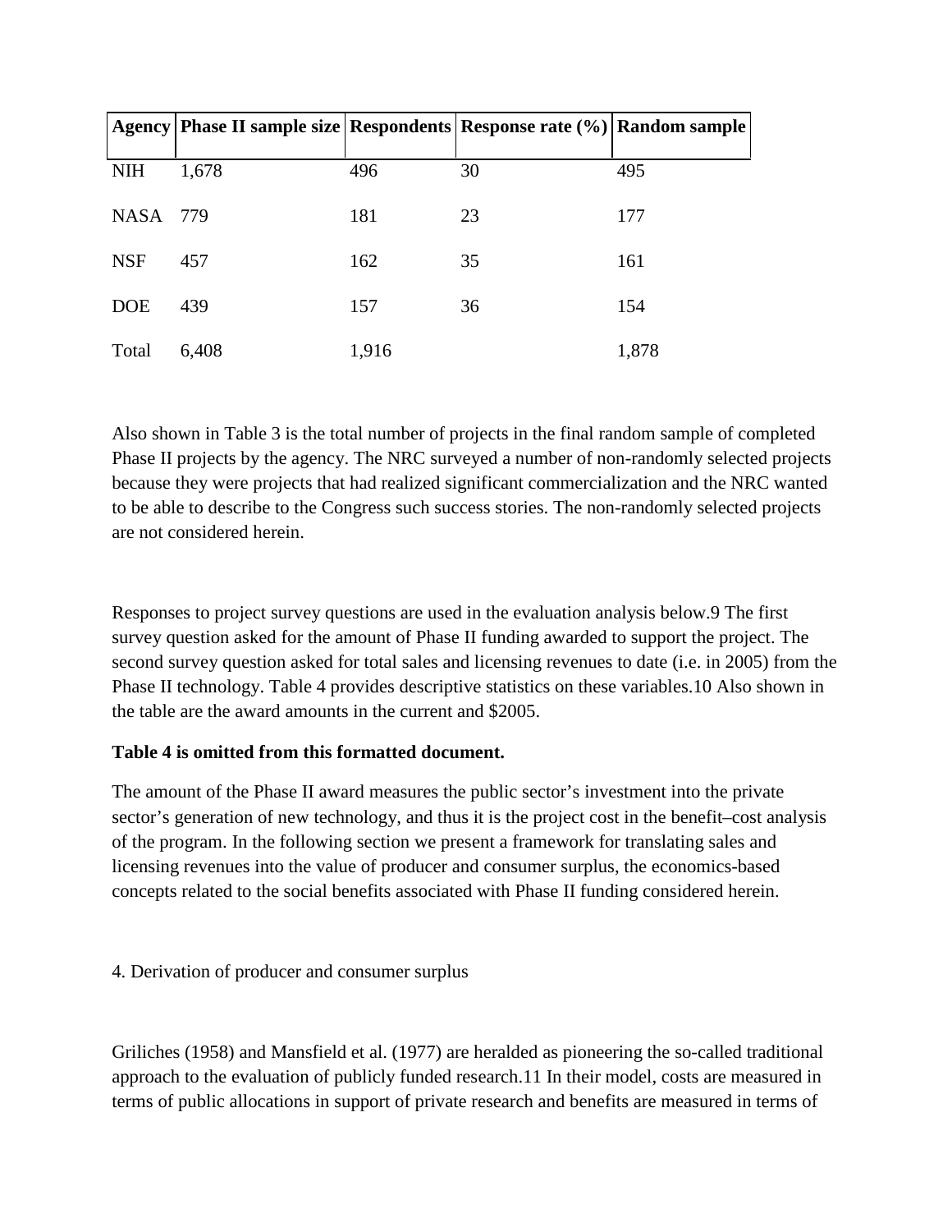| Agency | Phase II sample size | Respondents | Response rate (%) | Random sample |
|---|---|---|---|---|
| NIH | 1,678 | 496 | 30 | 495 |
| NASA | 779 | 181 | 23 | 177 |
| NSF | 457 | 162 | 35 | 161 |
| DOE | 439 | 157 | 36 | 154 |
| Total | 6,408 | 1,916 | | 1,878 |

Also shown in Table 3 is the total number of projects in the final random sample of completed Phase II projects by the agency. The NRC surveyed a number of non-randomly selected projects because they were projects that had realized significant commercialization and the NRC wanted to be able to describe to the Congress such success stories. The non-randomly selected projects are not considered herein.

Responses to project survey questions are used in the evaluation analysis below.9 The first survey question asked for the amount of Phase II funding awarded to support the project. The second survey question asked for total sales and licensing revenues to date (i.e. in 2005) from the Phase II technology. Table 4 provides descriptive statistics on these variables.10 Also shown in the table are the award amounts in the current and $2005.

**Table 4 is omitted from this formatted document.**

The amount of the Phase II award measures the public sector's investment into the private sector's generation of new technology, and thus it is the project cost in the benefit–cost analysis of the program. In the following section we present a framework for translating sales and licensing revenues into the value of producer and consumer surplus, the economics-based concepts related to the social benefits associated with Phase II funding considered herein.

## 4. Derivation of producer and consumer surplus

Griliches (1958) and Mansfield et al. (1977) are heralded as pioneering the so-called traditional approach to the evaluation of publicly funded research.11 In their model, costs are measured in terms of public allocations in support of private research and benefits are measured in terms of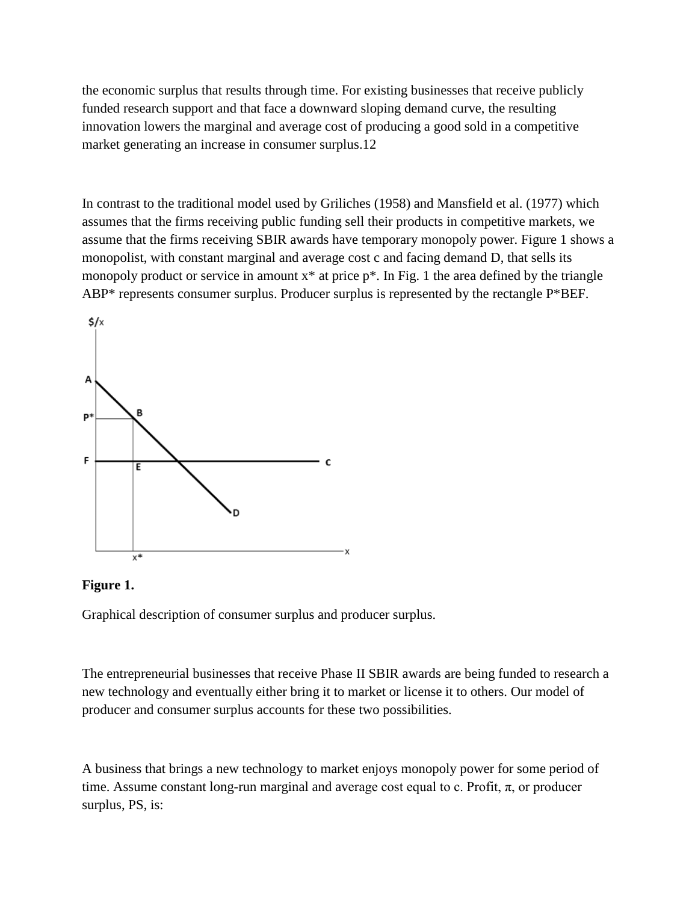the economic surplus that results through time. For existing businesses that receive publicly funded research support and that face a downward sloping demand curve, the resulting innovation lowers the marginal and average cost of producing a good sold in a competitive market generating an increase in consumer surplus.[12]

In contrast to the traditional model used by Griliches (1958) and Mansfield et al. (1977) which assumes that the firms receiving public funding sell their products in competitive markets, we assume that the firms receiving SBIR awards have temporary monopoly power. Figure 1 shows a monopolist, with constant marginal and average cost c and facing demand D, that sells its monopoly product or service in amount x* at price p*. In Fig. 1 the area defined by the triangle ABP* represents consumer surplus. Producer surplus is represented by the rectangle P*BEF.

**Figure 1.**

Graphical description of consumer surplus and producer surplus.

The entrepreneurial businesses that receive Phase II SBIR awards are being funded to research a new technology and eventually either bring it to market or license it to others. Our model of producer and consumer surplus accounts for these two possibilities.

A business that brings a new technology to market enjoys monopoly power for some period of time. Assume constant long-run marginal and average cost equal to c. Profit, $\pi$, or producer surplus, PS, is: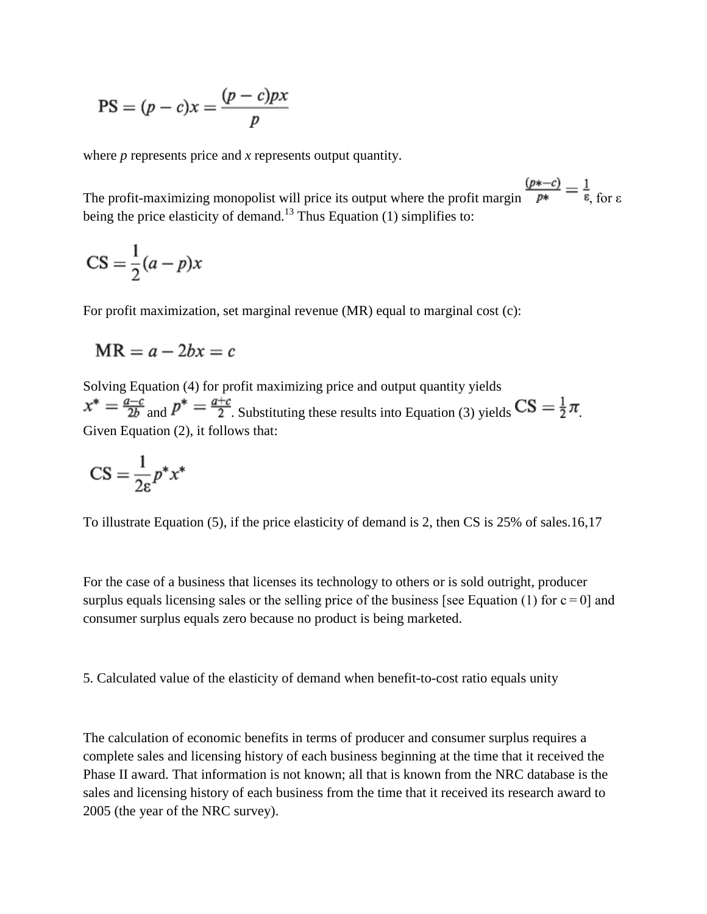$$\text{PS} = (p - c)x = \frac{(p - c)px}{p}$$

where *p* represents price and *x* represents output quantity.

The profit-maximizing monopolist will price its output where the profit margin $\frac{(p* - c)}{p*} = \frac{1}{\varepsilon}$, for ε being the price elasticity of demand.[13] Thus Equation (1) simplifies to:

$$\text{CS} = \frac{1}{2}(a - p)x$$

For profit maximization, set marginal revenue (MR) equal to marginal cost (c):

$$\text{MR} = a - 2bx = c$$

Solving Equation (4) for profit maximizing price and output quantity yields $x^* = \frac{a-c}{2b}$ and $p^* = \frac{a+c}{2}$. Substituting these results into Equation (3) yields $\text{CS} = \frac{1}{2}\pi$. Given Equation (2), it follows that:

$$\text{CS} = \frac{1}{2\varepsilon}p^*x^*$$

To illustrate Equation (5), if the price elasticity of demand is 2, then CS is 25% of sales.16,17

For the case of a business that licenses its technology to others or is sold outright, producer surplus equals licensing sales or the selling price of the business [see Equation (1) for c = 0] and consumer surplus equals zero because no product is being marketed.

5. Calculated value of the elasticity of demand when benefit-to-cost ratio equals unity

The calculation of economic benefits in terms of producer and consumer surplus requires a complete sales and licensing history of each business beginning at the time that it received the Phase II award. That information is not known; all that is known from the NRC database is the sales and licensing history of each business from the time that it received its research award to 2005 (the year of the NRC survey).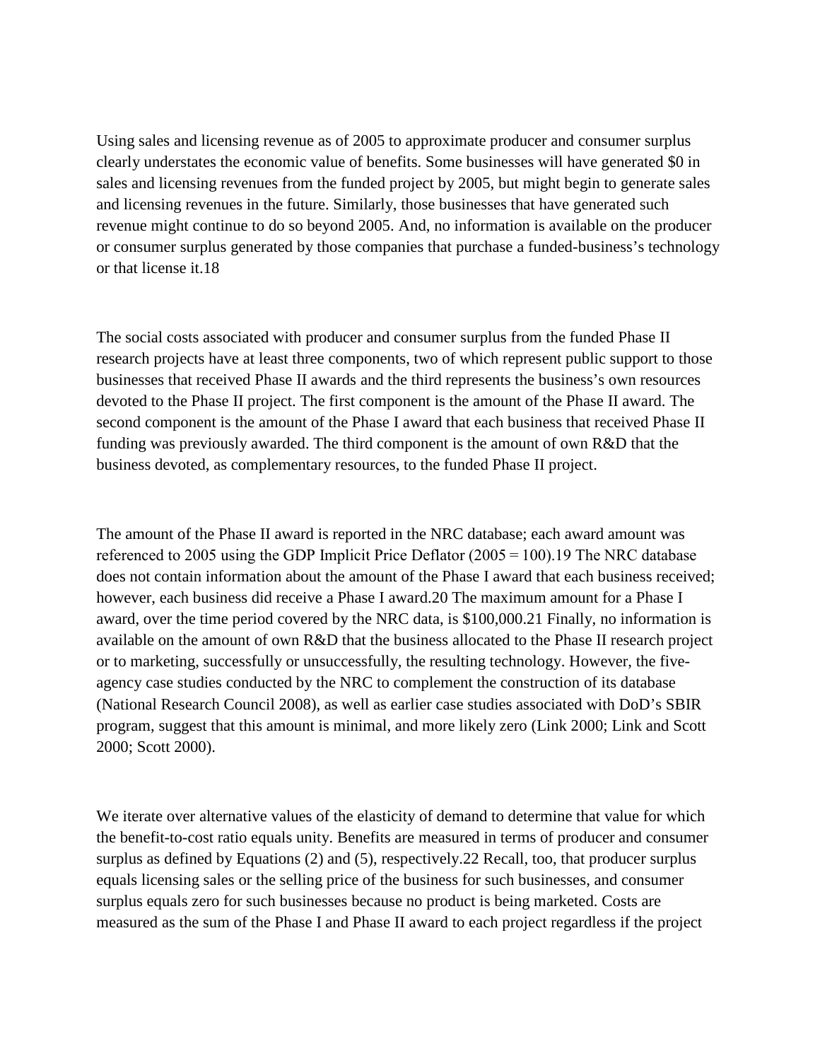Using sales and licensing revenue as of 2005 to approximate producer and consumer surplus clearly understates the economic value of benefits. Some businesses will have generated $0 in sales and licensing revenues from the funded project by 2005, but might begin to generate sales and licensing revenues in the future. Similarly, those businesses that have generated such revenue might continue to do so beyond 2005. And, no information is available on the producer or consumer surplus generated by those companies that purchase a funded-business's technology or that license it.[18]

The social costs associated with producer and consumer surplus from the funded Phase II research projects have at least three components, two of which represent public support to those businesses that received Phase II awards and the third represents the business's own resources devoted to the Phase II project. The first component is the amount of the Phase II award. The second component is the amount of the Phase I award that each business that received Phase II funding was previously awarded. The third component is the amount of own R&D that the business devoted, as complementary resources, to the funded Phase II project.

The amount of the Phase II award is reported in the NRC database; each award amount was referenced to 2005 using the GDP Implicit Price Deflator (2005 = 100).[19] The NRC database does not contain information about the amount of the Phase I award that each business received; however, each business did receive a Phase I award.[20] The maximum amount for a Phase I award, over the time period covered by the NRC data, is $100,000.[21] Finally, no information is available on the amount of own R&D that the business allocated to the Phase II research project or to marketing, successfully or unsuccessfully, the resulting technology. However, the five-agency case studies conducted by the NRC to complement the construction of its database (National Research Council 2008), as well as earlier case studies associated with DoD's SBIR program, suggest that this amount is minimal, and more likely zero (Link 2000; Link and Scott 2000; Scott 2000).

We iterate over alternative values of the elasticity of demand to determine that value for which the benefit-to-cost ratio equals unity. Benefits are measured in terms of producer and consumer surplus as defined by Equations (2) and (5), respectively.[22] Recall, too, that producer surplus equals licensing sales or the selling price of the business for such businesses, and consumer surplus equals zero for such businesses because no product is being marketed. Costs are measured as the sum of the Phase I and Phase II award to each project regardless if the project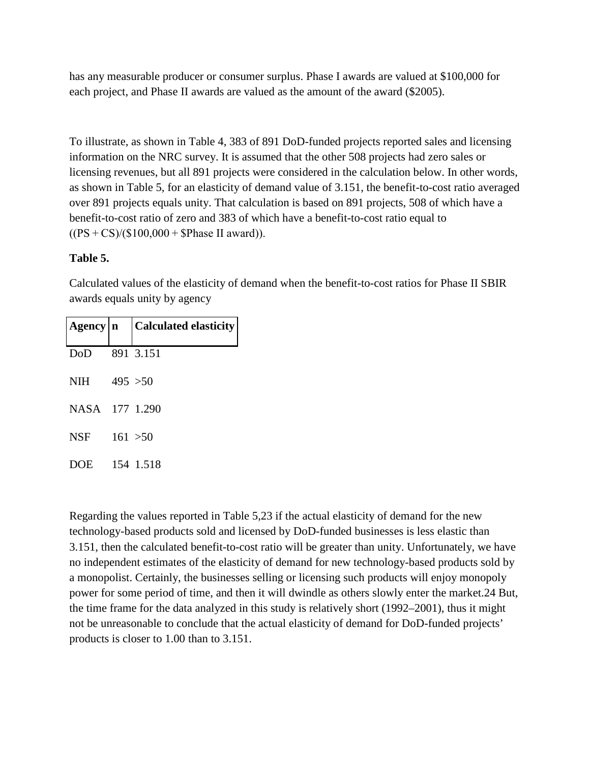has any measurable producer or consumer surplus. Phase I awards are valued at $100,000 for each project, and Phase II awards are valued as the amount of the award ($2005).

To illustrate, as shown in Table 4, 383 of 891 DoD-funded projects reported sales and licensing information on the NRC survey. It is assumed that the other 508 projects had zero sales or licensing revenues, but all 891 projects were considered in the calculation below. In other words, as shown in Table 5, for an elasticity of demand value of 3.151, the benefit-to-cost ratio averaged over 891 projects equals unity. That calculation is based on 891 projects, 508 of which have a benefit-to-cost ratio of zero and 383 of which have a benefit-to-cost ratio equal to ((PS + CS)/($100,000 + $Phase II award)).

**Table 5.**

Calculated values of the elasticity of demand when the benefit-to-cost ratios for Phase II SBIR awards equals unity by agency

| Agency | n | Calculated elasticity |
|---|---|---|
| DoD | 891 | 3.151 |
| NIH | 495 | >50 |
| NASA | 177 | 1.290 |
| NSF | 161 | >50 |
| DOE | 154 | 1.518 |

Regarding the values reported in Table 5,[23] if the actual elasticity of demand for the new technology-based products sold and licensed by DoD-funded businesses is less elastic than 3.151, then the calculated benefit-to-cost ratio will be greater than unity. Unfortunately, we have no independent estimates of the elasticity of demand for new technology-based products sold by a monopolist. Certainly, the businesses selling or licensing such products will enjoy monopoly power for some period of time, and then it will dwindle as others slowly enter the market.[24] But, the time frame for the data analyzed in this study is relatively short (1992–2001), thus it might not be unreasonable to conclude that the actual elasticity of demand for DoD-funded projects' products is closer to 1.00 than to 3.151.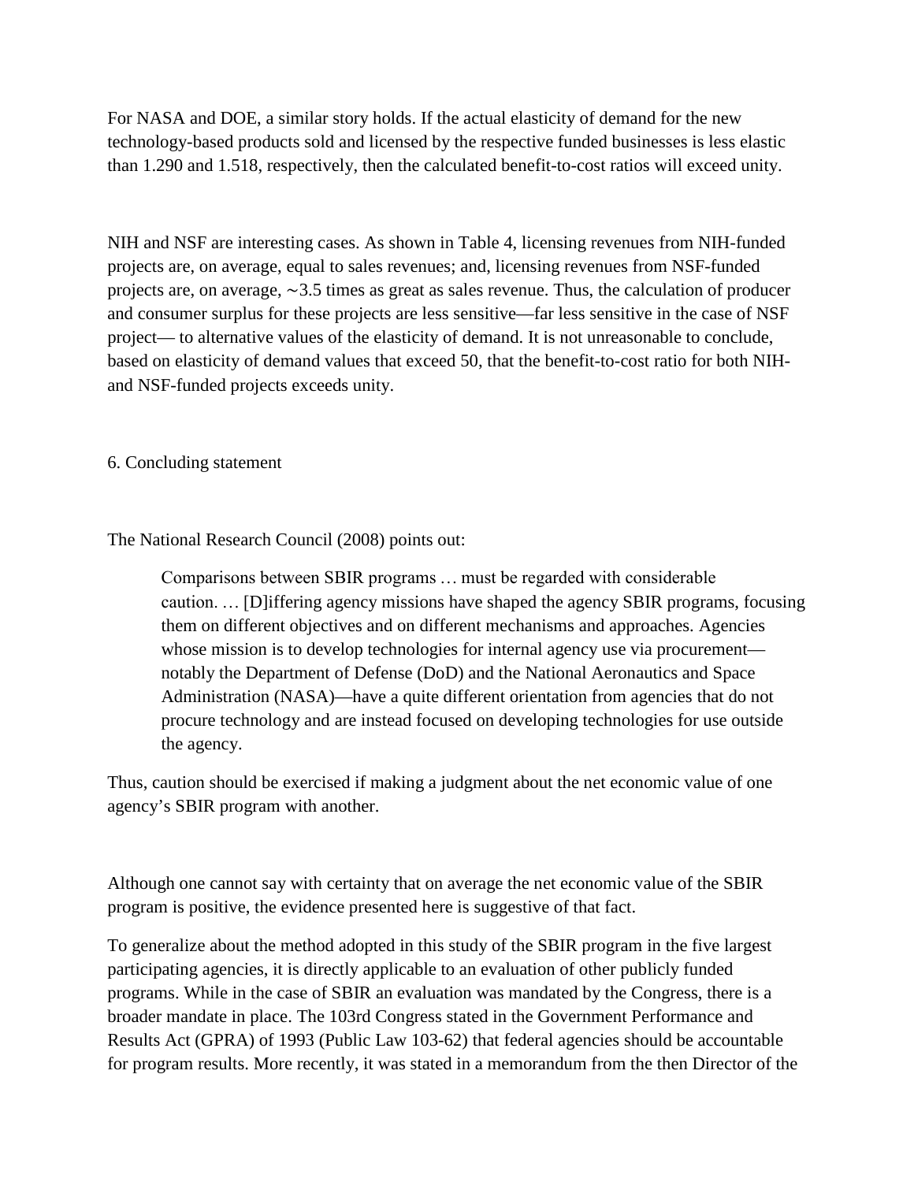For NASA and DOE, a similar story holds. If the actual elasticity of demand for the new technology-based products sold and licensed by the respective funded businesses is less elastic than 1.290 and 1.518, respectively, then the calculated benefit-to-cost ratios will exceed unity.

NIH and NSF are interesting cases. As shown in Table 4, licensing revenues from NIH-funded projects are, on average, equal to sales revenues; and, licensing revenues from NSF-funded projects are, on average, ∼3.5 times as great as sales revenue. Thus, the calculation of producer and consumer surplus for these projects are less sensitive—far less sensitive in the case of NSF project— to alternative values of the elasticity of demand. It is not unreasonable to conclude, based on elasticity of demand values that exceed 50, that the benefit-to-cost ratio for both NIH- and NSF-funded projects exceeds unity.

## 6. Concluding statement

The National Research Council (2008) points out:

> Comparisons between SBIR programs … must be regarded with considerable caution. … [D]iffering agency missions have shaped the agency SBIR programs, focusing them on different objectives and on different mechanisms and approaches. Agencies whose mission is to develop technologies for internal agency use via procurement—notably the Department of Defense (DoD) and the National Aeronautics and Space Administration (NASA)—have a quite different orientation from agencies that do not procure technology and are instead focused on developing technologies for use outside the agency.

Thus, caution should be exercised if making a judgment about the net economic value of one agency's SBIR program with another.

Although one cannot say with certainty that on average the net economic value of the SBIR program is positive, the evidence presented here is suggestive of that fact.

To generalize about the method adopted in this study of the SBIR program in the five largest participating agencies, it is directly applicable to an evaluation of other publicly funded programs. While in the case of SBIR an evaluation was mandated by the Congress, there is a broader mandate in place. The 103rd Congress stated in the Government Performance and Results Act (GPRA) of 1993 (Public Law 103-62) that federal agencies should be accountable for program results. More recently, it was stated in a memorandum from the then Director of the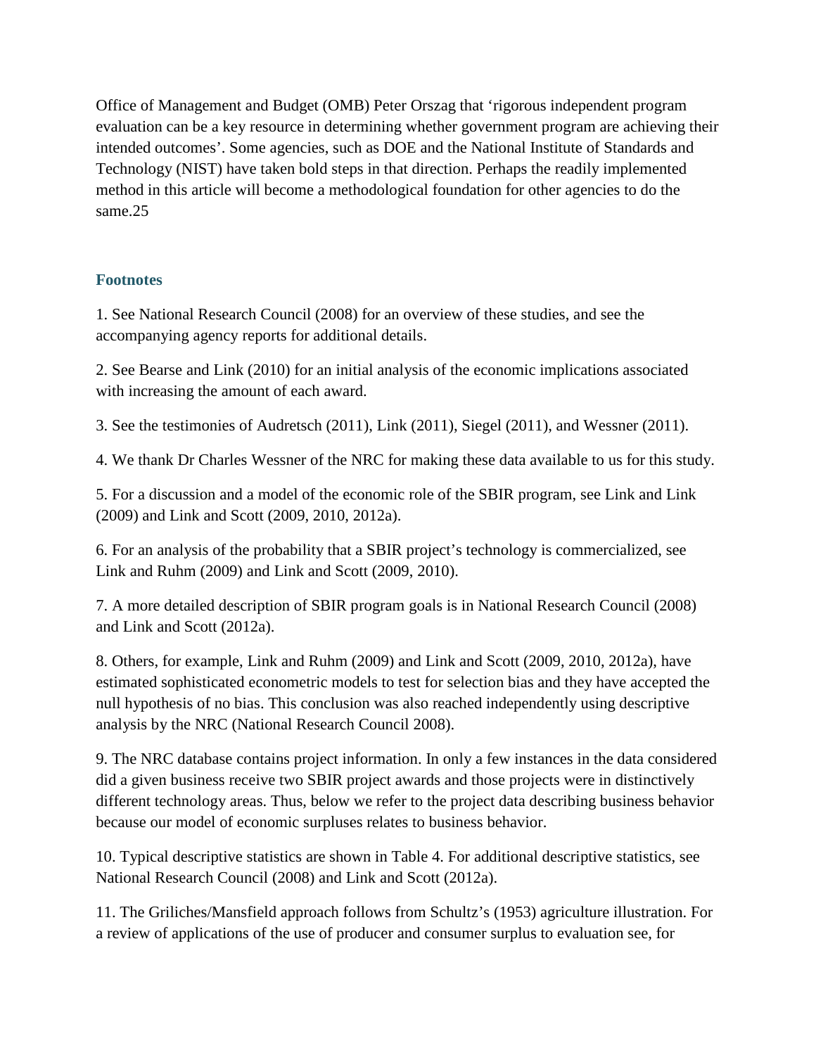Office of Management and Budget (OMB) Peter Orszag that 'rigorous independent program evaluation can be a key resource in determining whether government program are achieving their intended outcomes'. Some agencies, such as DOE and the National Institute of Standards and Technology (NIST) have taken bold steps in that direction. Perhaps the readily implemented method in this article will become a methodological foundation for other agencies to do the same.25

## Footnotes

1. See National Research Council (2008) for an overview of these studies, and see the accompanying agency reports for additional details.

2. See Bearse and Link (2010) for an initial analysis of the economic implications associated with increasing the amount of each award.

3. See the testimonies of Audretsch (2011), Link (2011), Siegel (2011), and Wessner (2011).

4. We thank Dr Charles Wessner of the NRC for making these data available to us for this study.

5. For a discussion and a model of the economic role of the SBIR program, see Link and Link (2009) and Link and Scott (2009, 2010, 2012a).

6. For an analysis of the probability that a SBIR project's technology is commercialized, see Link and Ruhm (2009) and Link and Scott (2009, 2010).

7. A more detailed description of SBIR program goals is in National Research Council (2008) and Link and Scott (2012a).

8. Others, for example, Link and Ruhm (2009) and Link and Scott (2009, 2010, 2012a), have estimated sophisticated econometric models to test for selection bias and they have accepted the null hypothesis of no bias. This conclusion was also reached independently using descriptive analysis by the NRC (National Research Council 2008).

9. The NRC database contains project information. In only a few instances in the data considered did a given business receive two SBIR project awards and those projects were in distinctively different technology areas. Thus, below we refer to the project data describing business behavior because our model of economic surpluses relates to business behavior.

10. Typical descriptive statistics are shown in Table 4. For additional descriptive statistics, see National Research Council (2008) and Link and Scott (2012a).

11. The Griliches/Mansfield approach follows from Schultz's (1953) agriculture illustration. For a review of applications of the use of producer and consumer surplus to evaluation see, for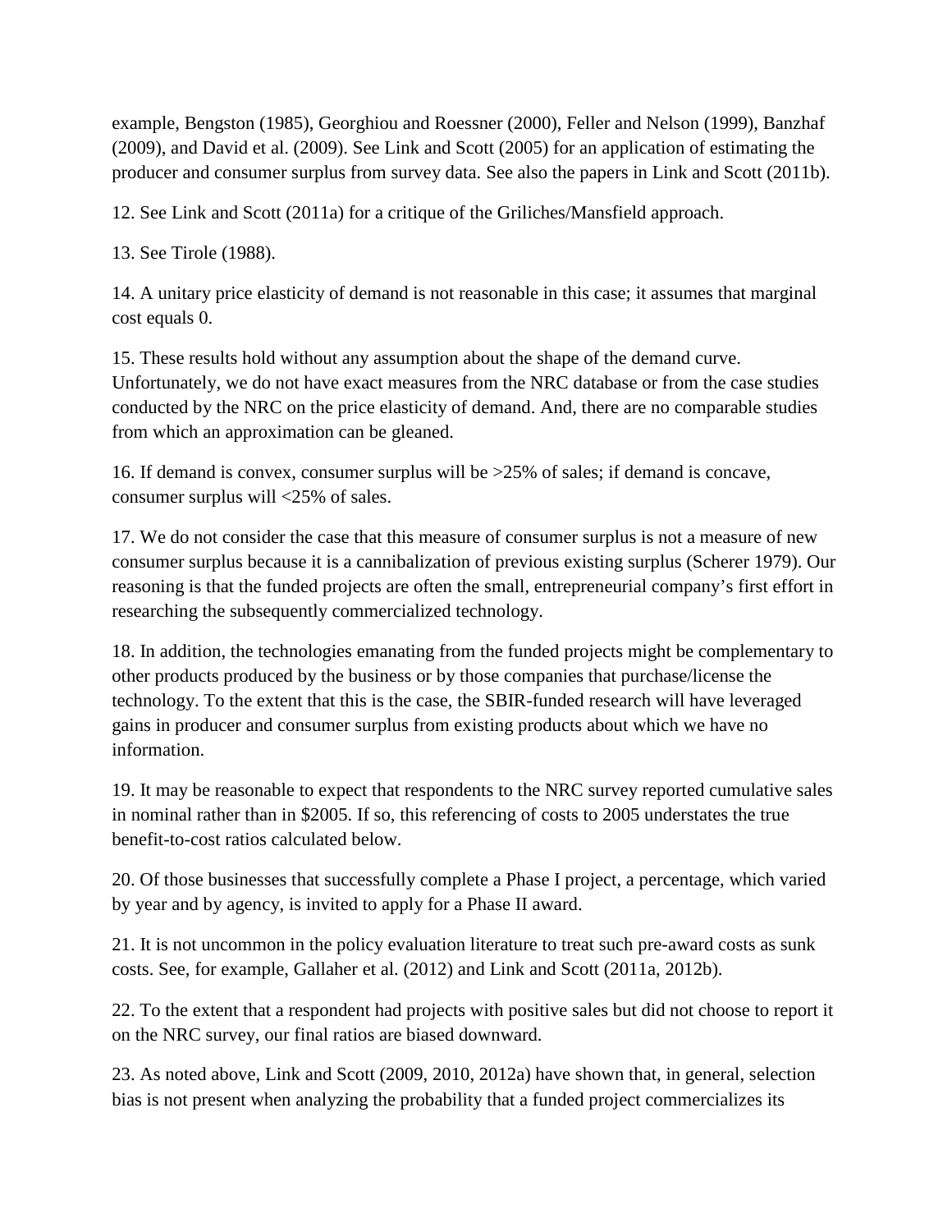example, Bengston (1985), Georghiou and Roessner (2000), Feller and Nelson (1999), Banzhaf (2009), and David et al. (2009). See Link and Scott (2005) for an application of estimating the producer and consumer surplus from survey data. See also the papers in Link and Scott (2011b).

12. See Link and Scott (2011a) for a critique of the Griliches/Mansfield approach.

13. See Tirole (1988).

14. A unitary price elasticity of demand is not reasonable in this case; it assumes that marginal cost equals 0.

15. These results hold without any assumption about the shape of the demand curve. Unfortunately, we do not have exact measures from the NRC database or from the case studies conducted by the NRC on the price elasticity of demand. And, there are no comparable studies from which an approximation can be gleaned.

16. If demand is convex, consumer surplus will be >25% of sales; if demand is concave, consumer surplus will <25% of sales.

17. We do not consider the case that this measure of consumer surplus is not a measure of new consumer surplus because it is a cannibalization of previous existing surplus (Scherer 1979). Our reasoning is that the funded projects are often the small, entrepreneurial company's first effort in researching the subsequently commercialized technology.

18. In addition, the technologies emanating from the funded projects might be complementary to other products produced by the business or by those companies that purchase/license the technology. To the extent that this is the case, the SBIR-funded research will have leveraged gains in producer and consumer surplus from existing products about which we have no information.

19. It may be reasonable to expect that respondents to the NRC survey reported cumulative sales in nominal rather than in $2005. If so, this referencing of costs to 2005 understates the true benefit-to-cost ratios calculated below.

20. Of those businesses that successfully complete a Phase I project, a percentage, which varied by year and by agency, is invited to apply for a Phase II award.

21. It is not uncommon in the policy evaluation literature to treat such pre-award costs as sunk costs. See, for example, Gallaher et al. (2012) and Link and Scott (2011a, 2012b).

22. To the extent that a respondent had projects with positive sales but did not choose to report it on the NRC survey, our final ratios are biased downward.

23. As noted above, Link and Scott (2009, 2010, 2012a) have shown that, in general, selection bias is not present when analyzing the probability that a funded project commercializes its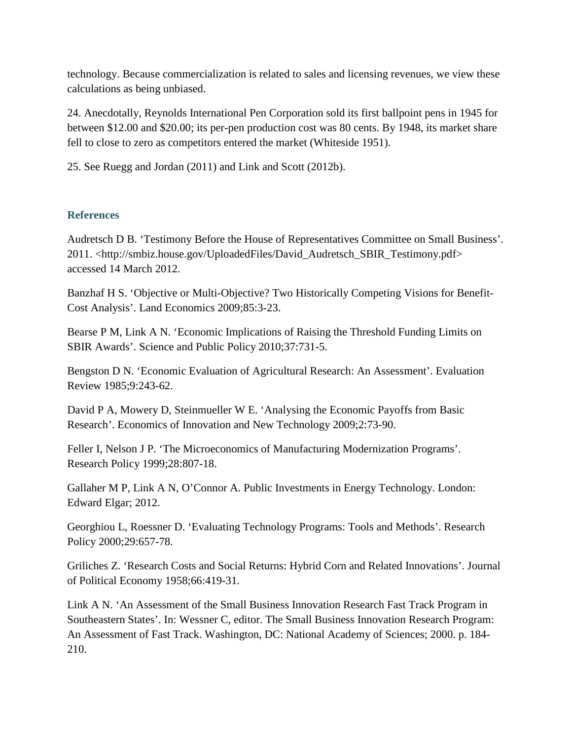technology. Because commercialization is related to sales and licensing revenues, we view these calculations as being unbiased.

24. Anecdotally, Reynolds International Pen Corporation sold its first ballpoint pens in 1945 for between $12.00 and $20.00; its per-pen production cost was 80 cents. By 1948, its market share fell to close to zero as competitors entered the market (Whiteside 1951).

25. See Ruegg and Jordan (2011) and Link and Scott (2012b).

### References

Audretsch D B. 'Testimony Before the House of Representatives Committee on Small Business'. 2011. <http://smbiz.house.gov/UploadedFiles/David_Audretsch_SBIR_Testimony.pdf> accessed 14 March 2012.

Banzhaf H S. 'Objective or Multi-Objective? Two Historically Competing Visions for Benefit-Cost Analysis'. Land Economics 2009;85:3-23.

Bearse P M, Link A N. 'Economic Implications of Raising the Threshold Funding Limits on SBIR Awards'. Science and Public Policy 2010;37:731-5.

Bengston D N. 'Economic Evaluation of Agricultural Research: An Assessment'. Evaluation Review 1985;9:243-62.

David P A, Mowery D, Steinmueller W E. 'Analysing the Economic Payoffs from Basic Research'. Economics of Innovation and New Technology 2009;2:73-90.

Feller I, Nelson J P. 'The Microeconomics of Manufacturing Modernization Programs'. Research Policy 1999;28:807-18.

Gallaher M P, Link A N, O'Connor A. Public Investments in Energy Technology. London: Edward Elgar; 2012.

Georghiou L, Roessner D. 'Evaluating Technology Programs: Tools and Methods'. Research Policy 2000;29:657-78.

Griliches Z. 'Research Costs and Social Returns: Hybrid Corn and Related Innovations'. Journal of Political Economy 1958;66:419-31.

Link A N. 'An Assessment of the Small Business Innovation Research Fast Track Program in Southeastern States'. In: Wessner C, editor. The Small Business Innovation Research Program: An Assessment of Fast Track. Washington, DC: National Academy of Sciences; 2000. p. 184-210.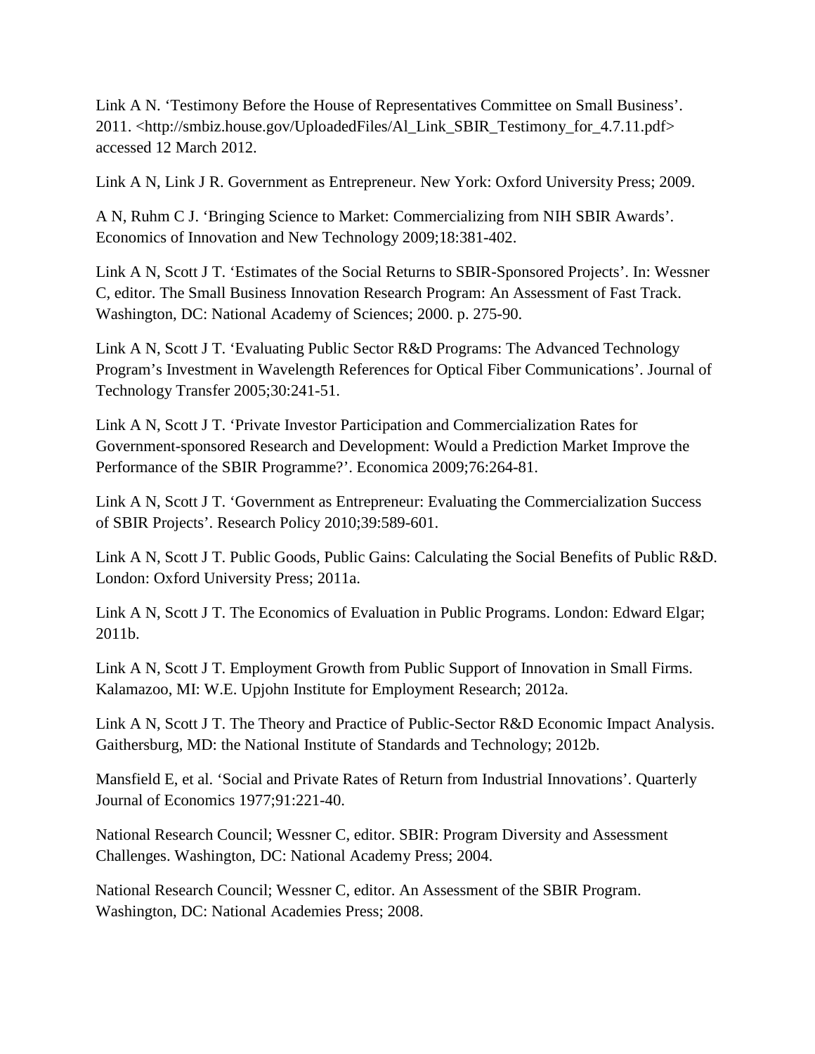Link A N. ‘Testimony Before the House of Representatives Committee on Small Business’. 2011. <http://smbiz.house.gov/UploadedFiles/Al_Link_SBIR_Testimony_for_4.7.11.pdf> accessed 12 March 2012.

Link A N, Link J R. Government as Entrepreneur. New York: Oxford University Press; 2009.

A N, Ruhm C J. ‘Bringing Science to Market: Commercializing from NIH SBIR Awards’. Economics of Innovation and New Technology 2009;18:381-402.

Link A N, Scott J T. ‘Estimates of the Social Returns to SBIR-Sponsored Projects’. In: Wessner C, editor. The Small Business Innovation Research Program: An Assessment of Fast Track. Washington, DC: National Academy of Sciences; 2000. p. 275-90.

Link A N, Scott J T. ‘Evaluating Public Sector R&D Programs: The Advanced Technology Program’s Investment in Wavelength References for Optical Fiber Communications’. Journal of Technology Transfer 2005;30:241-51.

Link A N, Scott J T. ‘Private Investor Participation and Commercialization Rates for Government-sponsored Research and Development: Would a Prediction Market Improve the Performance of the SBIR Programme?’. Economica 2009;76:264-81.

Link A N, Scott J T. ‘Government as Entrepreneur: Evaluating the Commercialization Success of SBIR Projects’. Research Policy 2010;39:589-601.

Link A N, Scott J T. Public Goods, Public Gains: Calculating the Social Benefits of Public R&D. London: Oxford University Press; 2011a.

Link A N, Scott J T. The Economics of Evaluation in Public Programs. London: Edward Elgar; 2011b.

Link A N, Scott J T. Employment Growth from Public Support of Innovation in Small Firms. Kalamazoo, MI: W.E. Upjohn Institute for Employment Research; 2012a.

Link A N, Scott J T. The Theory and Practice of Public-Sector R&D Economic Impact Analysis. Gaithersburg, MD: the National Institute of Standards and Technology; 2012b.

Mansfield E, et al. ‘Social and Private Rates of Return from Industrial Innovations’. Quarterly Journal of Economics 1977;91:221-40.

National Research Council; Wessner C, editor. SBIR: Program Diversity and Assessment Challenges. Washington, DC: National Academy Press; 2004.

National Research Council; Wessner C, editor. An Assessment of the SBIR Program. Washington, DC: National Academies Press; 2008.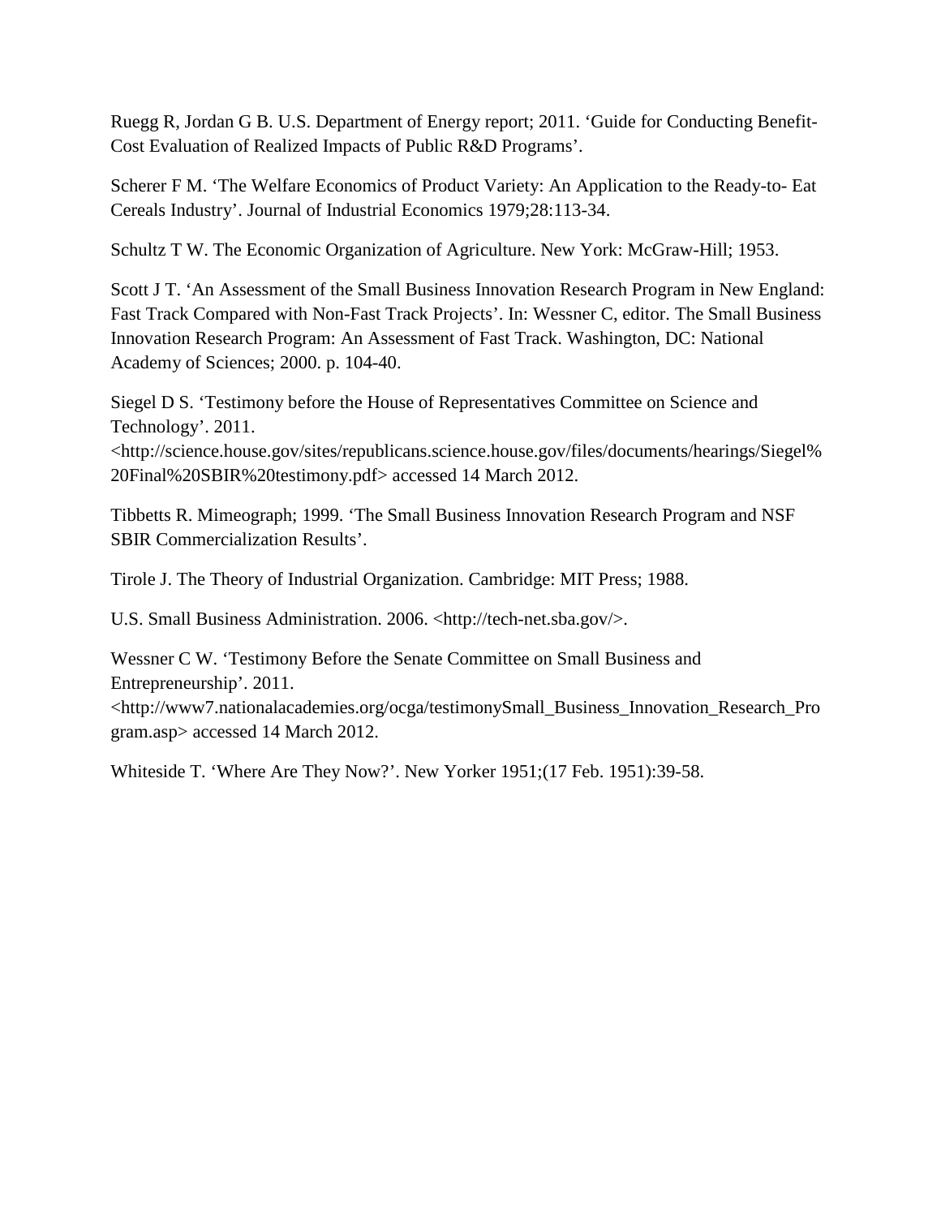Ruegg R, Jordan G B. U.S. Department of Energy report; 2011. 'Guide for Conducting Benefit-Cost Evaluation of Realized Impacts of Public R&D Programs'.

Scherer F M. 'The Welfare Economics of Product Variety: An Application to the Ready-to- Eat Cereals Industry'. Journal of Industrial Economics 1979;28:113-34.

Schultz T W. The Economic Organization of Agriculture. New York: McGraw-Hill; 1953.

Scott J T. 'An Assessment of the Small Business Innovation Research Program in New England: Fast Track Compared with Non-Fast Track Projects'. In: Wessner C, editor. The Small Business Innovation Research Program: An Assessment of Fast Track. Washington, DC: National Academy of Sciences; 2000. p. 104-40.

Siegel D S. 'Testimony before the House of Representatives Committee on Science and Technology'. 2011. <http://science.house.gov/sites/republicans.science.house.gov/files/documents/hearings/Siegel%20Final%20SBIR%20testimony.pdf> accessed 14 March 2012.

Tibbetts R. Mimeograph; 1999. 'The Small Business Innovation Research Program and NSF SBIR Commercialization Results'.

Tirole J. The Theory of Industrial Organization. Cambridge: MIT Press; 1988.

U.S. Small Business Administration. 2006. <http://tech-net.sba.gov/>.

Wessner C W. 'Testimony Before the Senate Committee on Small Business and Entrepreneurship'. 2011. <http://www7.nationalacademies.org/ocga/testimonySmall_Business_Innovation_Research_Program.asp> accessed 14 March 2012.

Whiteside T. 'Where Are They Now?'. New Yorker 1951;(17 Feb. 1951):39-58.